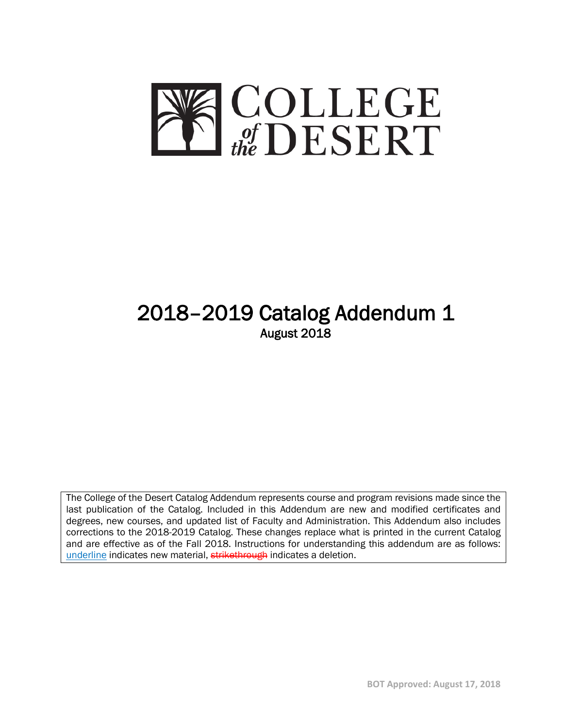# COLLEGE of the DESERT

# 2018–2019 Catalog Addendum 1

August 2018

The College of the Desert Catalog Addendum represents course and program revisions made since the last publication of the Catalog. Included in this Addendum are new and modified certificates and degrees, new courses, and updated list of Faculty and Administration. This Addendum also includes corrections to the 2018-2019 Catalog. These changes replace what is printed in the current Catalog and are effective as of the Fall 2018. Instructions for understanding this addendum are as follows: underline indicates new material, ~~strikethrough~~ indicates a deletion.

**BOT Approved: August 17, 2018**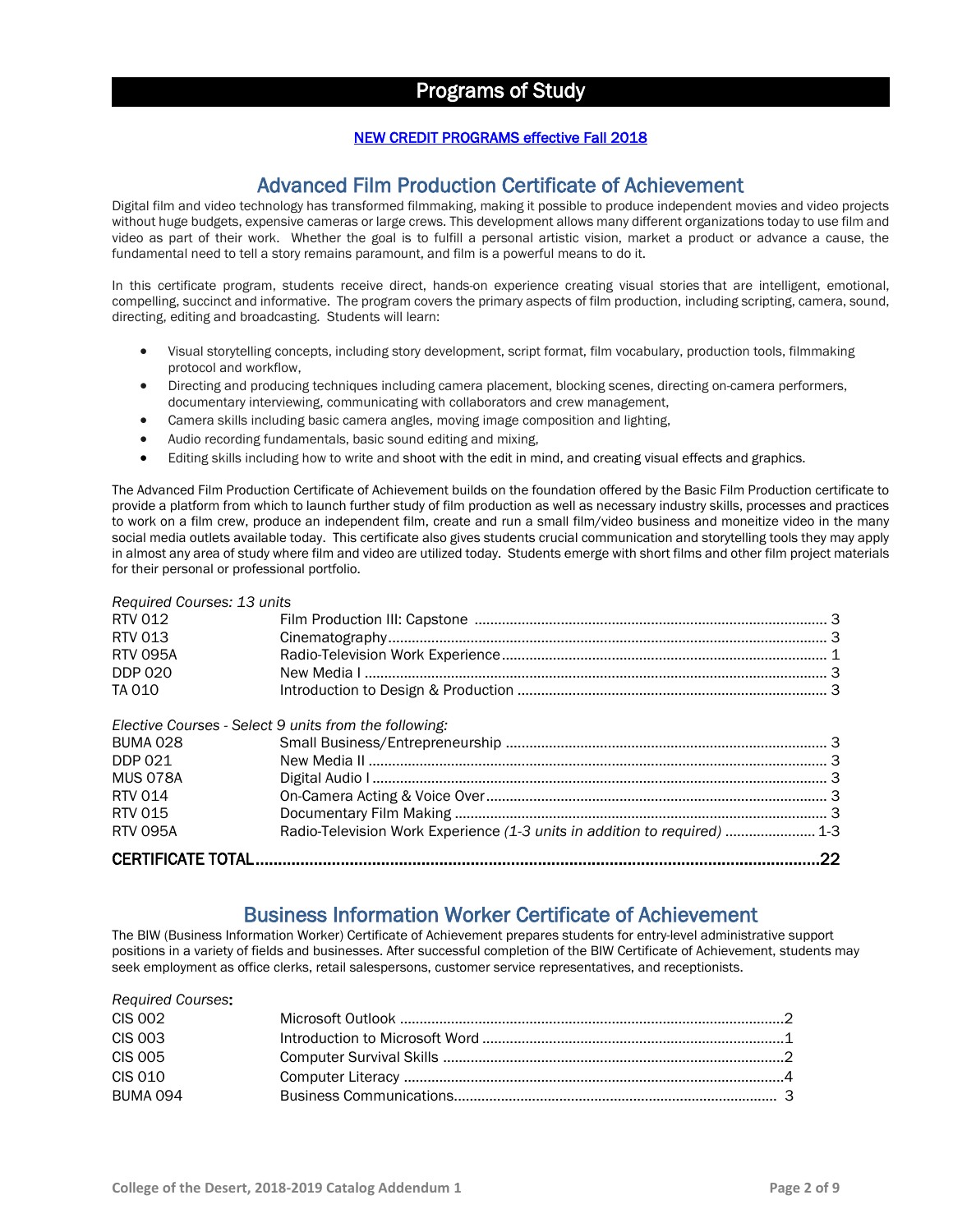# Programs of Study

[NEW CREDIT PROGRAMS effective Fall 2018]

## Advanced Film Production Certificate of Achievement

Digital film and video technology has transformed filmmaking, making it possible to produce independent movies and video projects without huge budgets, expensive cameras or large crews. This development allows many different organizations today to use film and video as part of their work. Whether the goal is to fulfill a personal artistic vision, market a product or advance a cause, the fundamental need to tell a story remains paramount, and film is a powerful means to do it.

In this certificate program, students receive direct, hands-on experience creating visual stories that are intelligent, emotional, compelling, succinct and informative. The program covers the primary aspects of film production, including scripting, camera, sound, directing, editing and broadcasting. Students will learn:

- Visual storytelling concepts, including story development, script format, film vocabulary, production tools, filmmaking protocol and workflow,
- Directing and producing techniques including camera placement, blocking scenes, directing on-camera performers, documentary interviewing, communicating with collaborators and crew management,
- Camera skills including basic camera angles, moving image composition and lighting,
- Audio recording fundamentals, basic sound editing and mixing,
- Editing skills including how to write and shoot with the edit in mind, and creating visual effects and graphics.

The Advanced Film Production Certificate of Achievement builds on the foundation offered by the Basic Film Production certificate to provide a platform from which to launch further study of film production as well as necessary industry skills, processes and practices to work on a film crew, produce an independent film, create and run a small film/video business and moneitize video in the many social media outlets available today. This certificate also gives students crucial communication and storytelling tools they may apply in almost any area of study where film and video are utilized today. Students emerge with short films and other film project materials for their personal or professional portfolio.

*Required Courses: 13 units*

| Course | Title | Units |
|---|---|---|
| RTV 012 | Film Production III: Capstone | 3 |
| RTV 013 | Cinematography | 3 |
| RTV 095A | Radio-Television Work Experience | 1 |
| DDP 020 | New Media I | 3 |
| TA 010 | Introduction to Design & Production | 3 |

*Elective Courses - Select 9 units from the following:*

| Course | Title | Units |
|---|---|---|
| BUMA 028 | Small Business/Entrepreneurship | 3 |
| DDP 021 | New Media II | 3 |
| MUS 078A | Digital Audio I | 3 |
| RTV 014 | On-Camera Acting & Voice Over | 3 |
| RTV 015 | Documentary Film Making | 3 |
| RTV 095A | Radio-Television Work Experience *(1-3 units in addition to required)* | 1-3 |

**CERTIFICATE TOTAL .......... 22**

## Business Information Worker Certificate of Achievement

The BIW (Business Information Worker) Certificate of Achievement prepares students for entry-level administrative support positions in a variety of fields and businesses. After successful completion of the BIW Certificate of Achievement, students may seek employment as office clerks, retail salespersons, customer service representatives, and receptionists.

*Required Courses:*

| Course | Title | Units |
|---|---|---|
| CIS 002 | Microsoft Outlook | 2 |
| CIS 003 | Introduction to Microsoft Word | 1 |
| CIS 005 | Computer Survival Skills | 2 |
| CIS 010 | Computer Literacy | 4 |
| BUMA 094 | Business Communications | 3 |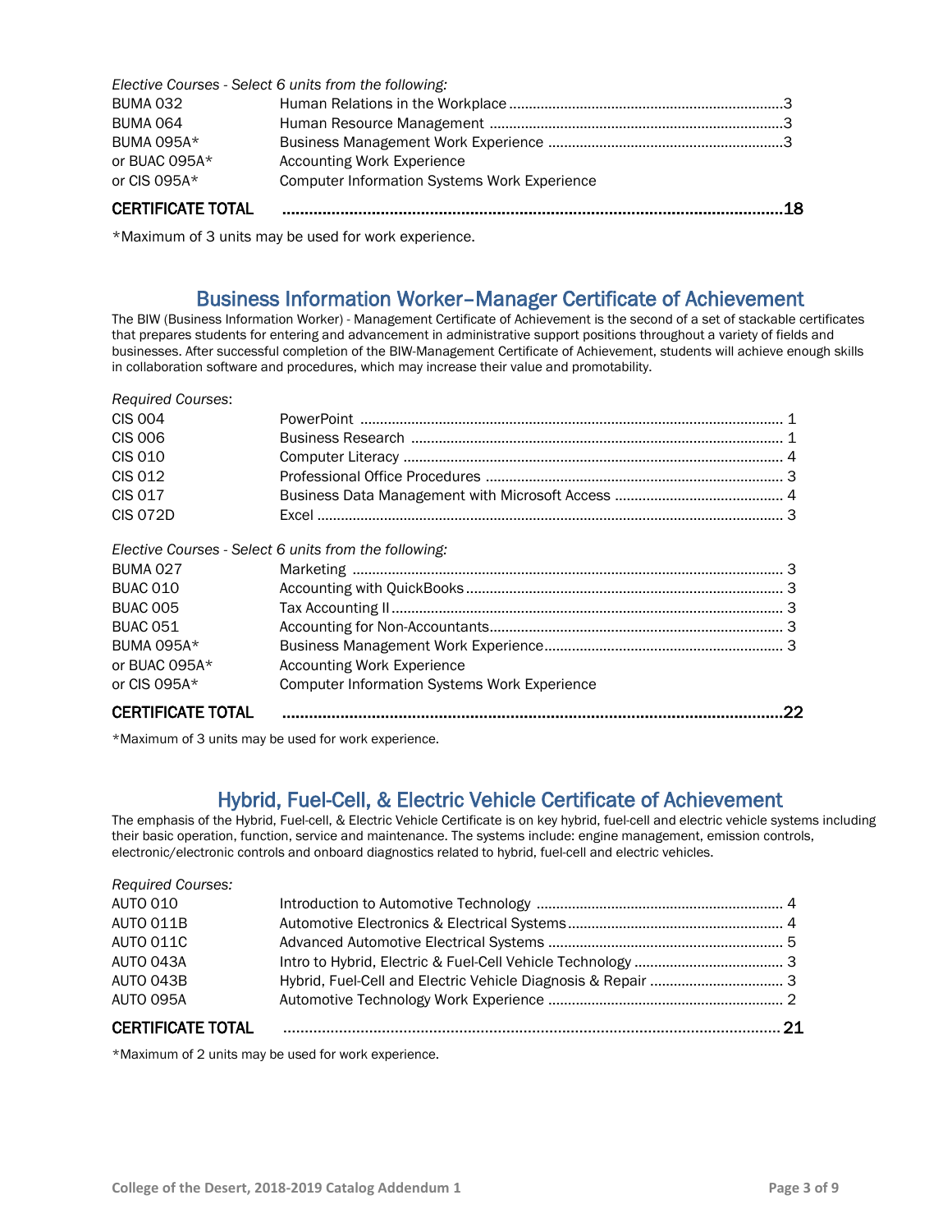*Elective Courses - Select 6 units from the following:*

| | | |
|---|---|---|
| BUMA 032 | Human Relations in the Workplace | 3 |
| BUMA 064 | Human Resource Management | 3 |
| BUMA 095A* | Business Management Work Experience | 3 |
| or BUAC 095A* | Accounting Work Experience | |
| or CIS 095A* | Computer Information Systems Work Experience | |
| **CERTIFICATE TOTAL** | | **18** |

*Maximum of 3 units may be used for work experience.

## Business Information Worker–Manager Certificate of Achievement

The BIW (Business Information Worker) - Management Certificate of Achievement is the second of a set of stackable certificates that prepares students for entering and advancement in administrative support positions throughout a variety of fields and businesses. After successful completion of the BIW-Management Certificate of Achievement, students will achieve enough skills in collaboration software and procedures, which may increase their value and promotability.

*Required Courses*:

| | | |
|---|---|---|
| CIS 004 | PowerPoint | 1 |
| CIS 006 | Business Research | 1 |
| CIS 010 | Computer Literacy | 4 |
| CIS 012 | Professional Office Procedures | 3 |
| CIS 017 | Business Data Management with Microsoft Access | 4 |
| CIS 072D | Excel | 3 |

*Elective Courses - Select 6 units from the following:*

| | | |
|---|---|---|
| BUMA 027 | Marketing | 3 |
| BUAC 010 | Accounting with QuickBooks | 3 |
| BUAC 005 | Tax Accounting II | 3 |
| BUAC 051 | Accounting for Non-Accountants | 3 |
| BUMA 095A* | Business Management Work Experience | 3 |
| or BUAC 095A* | Accounting Work Experience | |
| or CIS 095A* | Computer Information Systems Work Experience | |
| **CERTIFICATE TOTAL** | | **22** |

*Maximum of 3 units may be used for work experience.

## Hybrid, Fuel-Cell, & Electric Vehicle Certificate of Achievement

The emphasis of the Hybrid, Fuel-cell, & Electric Vehicle Certificate is on key hybrid, fuel-cell and electric vehicle systems including their basic operation, function, service and maintenance. The systems include: engine management, emission controls, electronic/electronic controls and onboard diagnostics related to hybrid, fuel-cell and electric vehicles.

*Required Courses:*

| | | |
|---|---|---|
| AUTO 010 | Introduction to Automotive Technology | 4 |
| AUTO 011B | Automotive Electronics & Electrical Systems | 4 |
| AUTO 011C | Advanced Automotive Electrical Systems | 5 |
| AUTO 043A | Intro to Hybrid, Electric & Fuel-Cell Vehicle Technology | 3 |
| AUTO 043B | Hybrid, Fuel-Cell and Electric Vehicle Diagnosis & Repair | 3 |
| AUTO 095A | Automotive Technology Work Experience | 2 |
| **CERTIFICATE TOTAL** | | **21** |

*Maximum of 2 units may be used for work experience.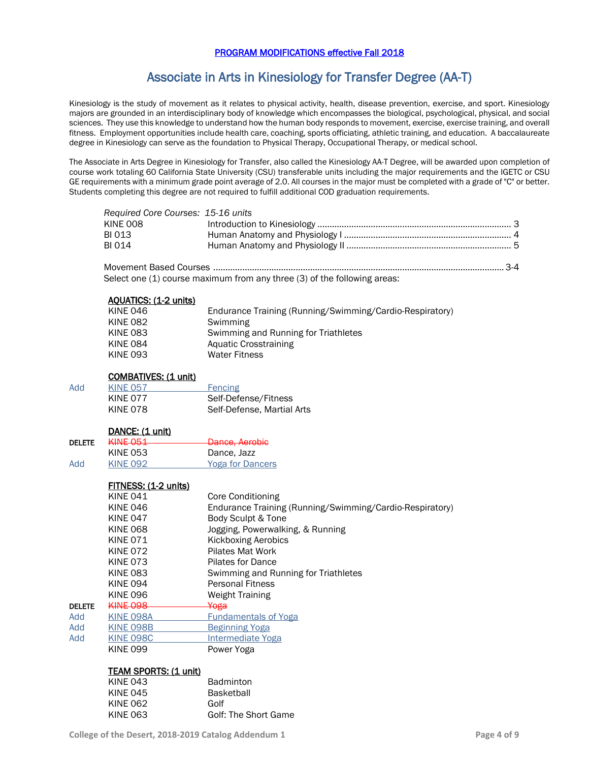**PROGRAM MODIFICATIONS effective Fall 2018**

# Associate in Arts in Kinesiology for Transfer Degree (AA-T)

Kinesiology is the study of movement as it relates to physical activity, health, disease prevention, exercise, and sport. Kinesiology majors are grounded in an interdisciplinary body of knowledge which encompasses the biological, psychological, physical, and social sciences. They use this knowledge to understand how the human body responds to movement, exercise, exercise training, and overall fitness. Employment opportunities include health care, coaching, sports officiating, athletic training, and education. A baccalaureate degree in Kinesiology can serve as the foundation to Physical Therapy, Occupational Therapy, or medical school.

The Associate in Arts Degree in Kinesiology for Transfer, also called the Kinesiology AA-T Degree, will be awarded upon completion of course work totaling 60 California State University (CSU) transferable units including the major requirements and the IGETC or CSU GE requirements with a minimum grade point average of 2.0. All courses in the major must be completed with a grade of "C" or better. Students completing this degree are not required to fulfill additional COD graduation requirements.

*Required Core Courses: 15-16 units*

| Course | Title | Units |
|---|---|---|
| KINE 008 | Introduction to Kinesiology | 3 |
| BI 013 | Human Anatomy and Physiology I | 4 |
| BI 014 | Human Anatomy and Physiology II | 5 |

Movement Based Courses ........................................ 3-4

Select one (1) course maximum from any three (3) of the following areas:

**AQUATICS: (1-2 units)**

| Course | Title |
|---|---|
| KINE 046 | Endurance Training (Running/Swimming/Cardio-Respiratory) |
| KINE 082 | Swimming |
| KINE 083 | Swimming and Running for Triathletes |
| KINE 084 | Aquatic Crosstraining |
| KINE 093 | Water Fitness |

**COMBATIVES: (1 unit)**

| Action | Course | Title |
|---|---|---|
| Add | KINE 057 | Fencing |
| | KINE 077 | Self-Defense/Fitness |
| | KINE 078 | Self-Defense, Martial Arts |

**DANCE: (1 unit)**

| Action | Course | Title |
|---|---|---|
| DELETE | ~~KINE 051~~ | ~~Dance, Aerobic~~ |
| | KINE 053 | Dance, Jazz |
| Add | KINE 092 | Yoga for Dancers |

**FITNESS: (1-2 units)**

| Action | Course | Title |
|---|---|---|
| | KINE 041 | Core Conditioning |
| | KINE 046 | Endurance Training (Running/Swimming/Cardio-Respiratory) |
| | KINE 047 | Body Sculpt & Tone |
| | KINE 068 | Jogging, Powerwalking, & Running |
| | KINE 071 | Kickboxing Aerobics |
| | KINE 072 | Pilates Mat Work |
| | KINE 073 | Pilates for Dance |
| | KINE 083 | Swimming and Running for Triathletes |
| | KINE 094 | Personal Fitness |
| | KINE 096 | Weight Training |
| DELETE | ~~KINE 098~~ | ~~Yoga~~ |
| Add | KINE 098A | Fundamentals of Yoga |
| Add | KINE 098B | Beginning Yoga |
| Add | KINE 098C | Intermediate Yoga |
| | KINE 099 | Power Yoga |

**TEAM SPORTS: (1 unit)**

| Course | Title |
|---|---|
| KINE 043 | Badminton |
| KINE 045 | Basketball |
| KINE 062 | Golf |
| KINE 063 | Golf: The Short Game |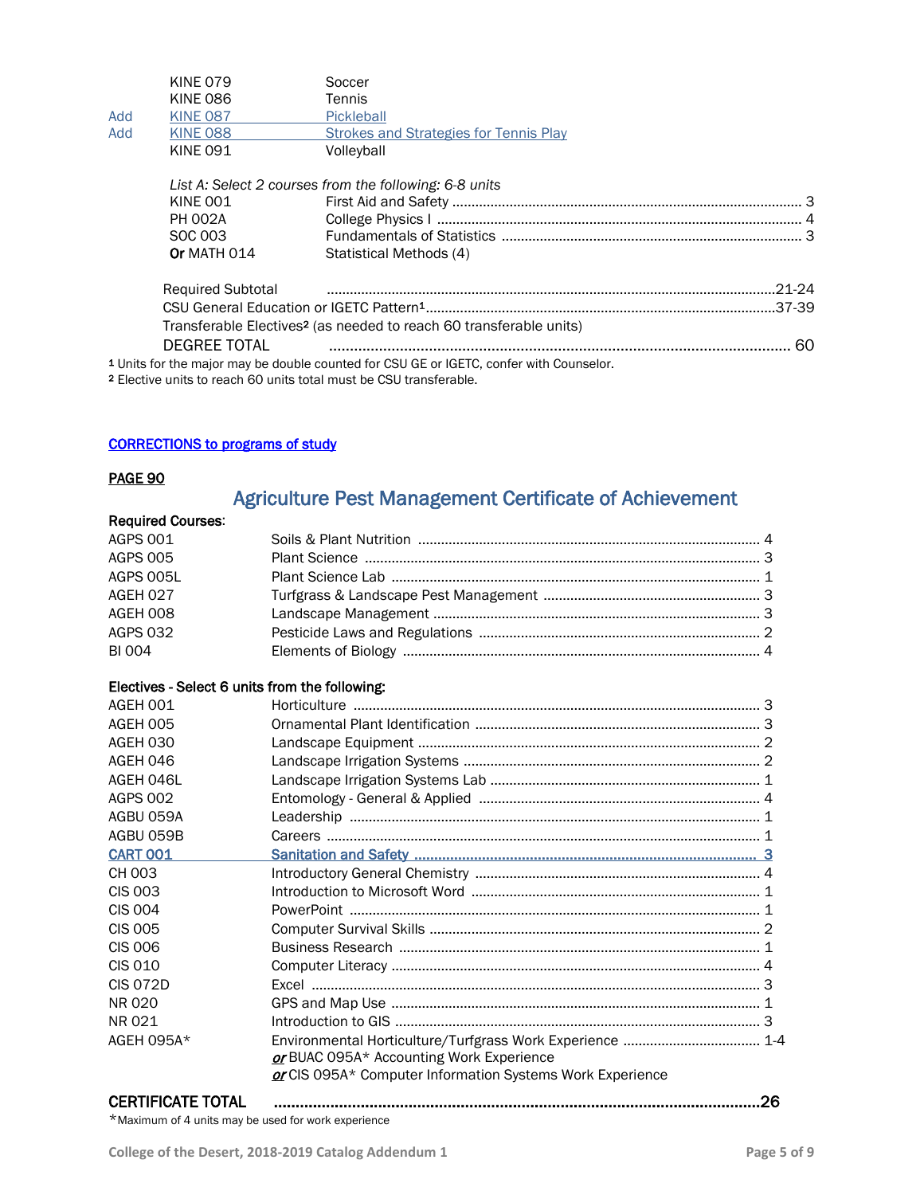| | | |
|---|---|---|
| | KINE 079 | Soccer |
| | KINE 086 | Tennis |
| Add | KINE 087 | Pickleball |
| Add | KINE 088 | Strokes and Strategies for Tennis Play |
| | KINE 091 | Volleyball |

*List A: Select 2 courses from the following: 6-8 units*

| Course | Title | Units |
|---|---|---|
| KINE 001 | First Aid and Safety | 3 |
| PH 002A | College Physics I | 4 |
| SOC 003 | Fundamentals of Statistics | 3 |
| **Or** MATH 014 | Statistical Methods (4) | |

| | |
|---|---|
| Required Subtotal | 21-24 |
| CSU General Education or IGETC Pattern[1] | 37-39 |
| Transferable Electives[2] (as needed to reach 60 transferable units) | |
| DEGREE TOTAL | 60 |

[1] Units for the major may be double counted for CSU GE or IGETC, confer with Counselor.
[2] Elective units to reach 60 units total must be CSU transferable.

**CORRECTIONS to programs of study**

**PAGE 90**

## Agriculture Pest Management Certificate of Achievement

**Required Courses**:

| Course | Title | Units |
|---|---|---|
| AGPS 001 | Soils & Plant Nutrition | 4 |
| AGPS 005 | Plant Science | 3 |
| AGPS 005L | Plant Science Lab | 1 |
| AGEH 027 | Turfgrass & Landscape Pest Management | 3 |
| AGEH 008 | Landscape Management | 3 |
| AGPS 032 | Pesticide Laws and Regulations | 2 |
| BI 004 | Elements of Biology | 4 |

**Electives - Select 6 units from the following:**

| Course | Title | Units |
|---|---|---|
| AGEH 001 | Horticulture | 3 |
| AGEH 005 | Ornamental Plant Identification | 3 |
| AGEH 030 | Landscape Equipment | 2 |
| AGEH 046 | Landscape Irrigation Systems | 2 |
| AGEH 046L | Landscape Irrigation Systems Lab | 1 |
| AGPS 002 | Entomology - General & Applied | 4 |
| AGBU 059A | Leadership | 1 |
| AGBU 059B | Careers | 1 |
| CART 001 | Sanitation and Safety | 3 |
| CH 003 | Introductory General Chemistry | 4 |
| CIS 003 | Introduction to Microsoft Word | 1 |
| CIS 004 | PowerPoint | 1 |
| CIS 005 | Computer Survival Skills | 2 |
| CIS 006 | Business Research | 1 |
| CIS 010 | Computer Literacy | 4 |
| CIS 072D | Excel | 3 |
| NR 020 | GPS and Map Use | 1 |
| NR 021 | Introduction to GIS | 3 |
| AGEH 095A* | Environmental Horticulture/Turfgrass Work Experience<br>***or*** BUAC 095A* Accounting Work Experience<br>***or*** CIS 095A* Computer Information Systems Work Experience | 1-4 |

**CERTIFICATE TOTAL** ........ **26**

*Maximum of 4 units may be used for work experience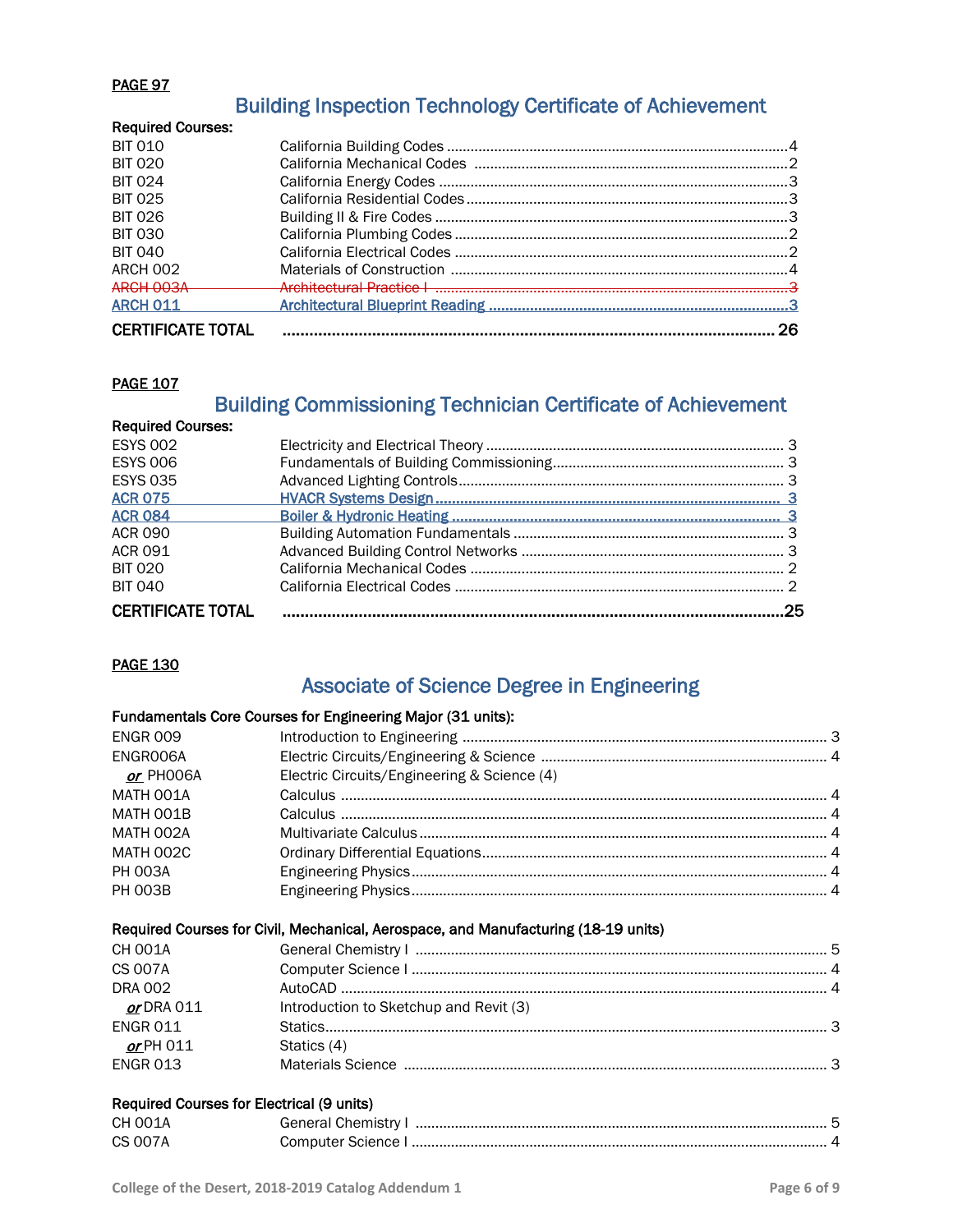**PAGE 97**

## Building Inspection Technology Certificate of Achievement

**Required Courses:**

| Course | Title | Units |
|---|---|---|
| BIT 010 | California Building Codes | 4 |
| BIT 020 | California Mechanical Codes | 2 |
| BIT 024 | California Energy Codes | 3 |
| BIT 025 | California Residential Codes | 3 |
| BIT 026 | Building II & Fire Codes | 3 |
| BIT 030 | California Plumbing Codes | 2 |
| BIT 040 | California Electrical Codes | 2 |
| ARCH 002 | Materials of Construction | 4 |
| ~~ARCH 003A~~ | ~~Architectural Practice I~~ | ~~3~~ |
| ARCH 011 | Architectural Blueprint Reading | 3 |
| **CERTIFICATE TOTAL** | | **26** |

**PAGE 107**

## Building Commissioning Technician Certificate of Achievement

**Required Courses:**

| Course | Title | Units |
|---|---|---|
| ESYS 002 | Electricity and Electrical Theory | 3 |
| ESYS 006 | Fundamentals of Building Commissioning | 3 |
| ESYS 035 | Advanced Lighting Controls | 3 |
| ACR 075 | HVACR Systems Design | 3 |
| ACR 084 | Boiler & Hydronic Heating | 3 |
| ACR 090 | Building Automation Fundamentals | 3 |
| ACR 091 | Advanced Building Control Networks | 3 |
| BIT 020 | California Mechanical Codes | 2 |
| BIT 040 | California Electrical Codes | 2 |
| **CERTIFICATE TOTAL** | | **25** |

**PAGE 130**

## Associate of Science Degree in Engineering

**Fundamentals Core Courses for Engineering Major (31 units):**

| Course | Title | Units |
|---|---|---|
| ENGR 009 | Introduction to Engineering | 3 |
| ENGR006A | Electric Circuits/Engineering & Science | 4 |
| ***or*** PH006A | Electric Circuits/Engineering & Science (4) | |
| MATH 001A | Calculus | 4 |
| MATH 001B | Calculus | 4 |
| MATH 002A | Multivariate Calculus | 4 |
| MATH 002C | Ordinary Differential Equations | 4 |
| PH 003A | Engineering Physics | 4 |
| PH 003B | Engineering Physics | 4 |

**Required Courses for Civil, Mechanical, Aerospace, and Manufacturing (18-19 units)**

| Course | Title | Units |
|---|---|---|
| CH 001A | General Chemistry I | 5 |
| CS 007A | Computer Science I | 4 |
| DRA 002 | AutoCAD | 4 |
| ***or*** DRA 011 | Introduction to Sketchup and Revit (3) | |
| ENGR 011 | Statics | 3 |
| ***or*** PH 011 | Statics (4) | |
| ENGR 013 | Materials Science | 3 |

**Required Courses for Electrical (9 units)**

| Course | Title | Units |
|---|---|---|
| CH 001A | General Chemistry I | 5 |
| CS 007A | Computer Science I | 4 |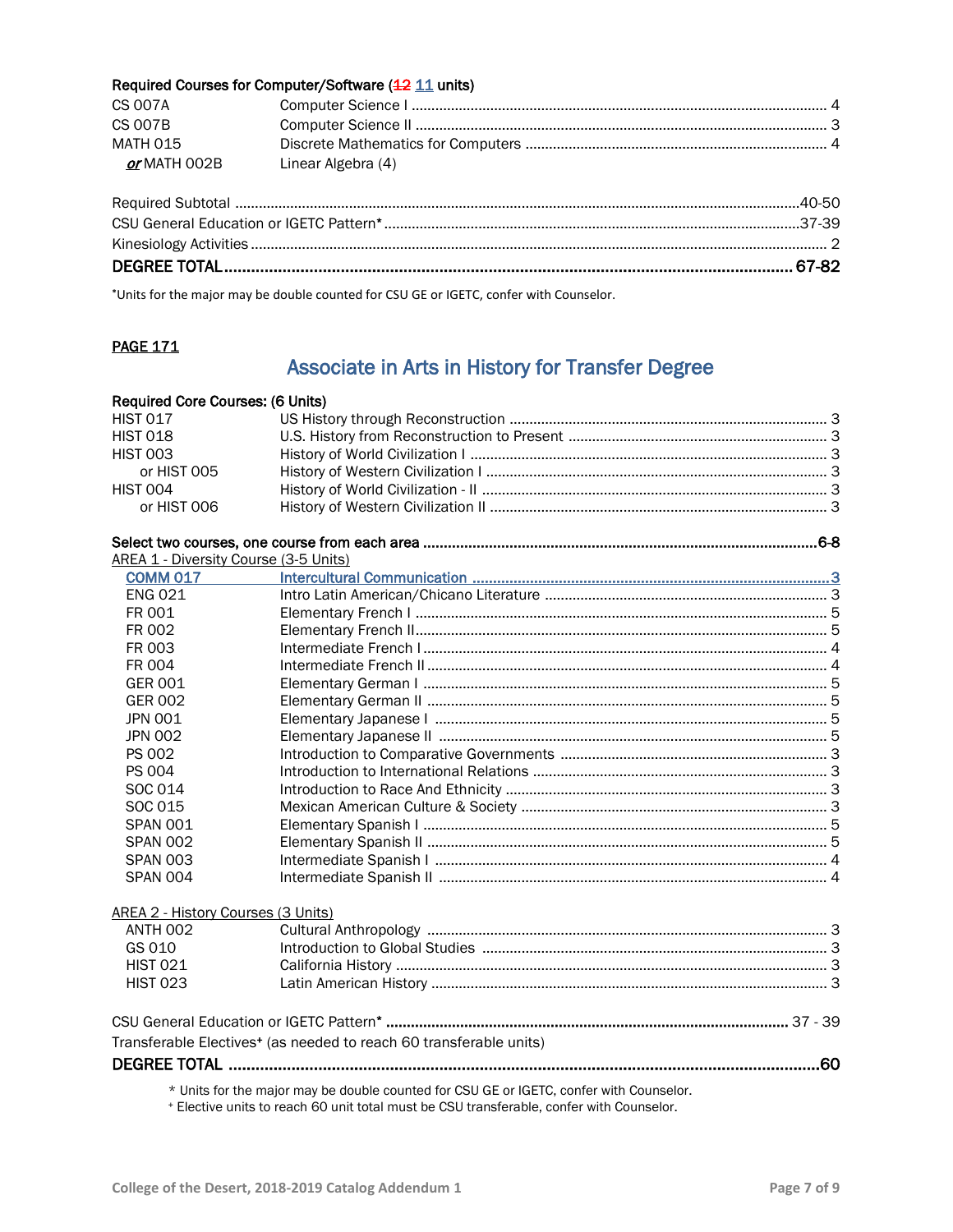**Required Courses for Computer/Software (~~12~~ 11 units)**

| | | |
|---|---|---|
| CS 007A | Computer Science I | 4 |
| CS 007B | Computer Science II | 3 |
| MATH 015 | Discrete Mathematics for Computers | 4 |
| *or* MATH 002B | Linear Algebra (4) | |

| | |
|---|---|
| Required Subtotal | 40-50 |
| CSU General Education or IGETC Pattern* | 37-39 |
| Kinesiology Activities | 2 |
| **DEGREE TOTAL** | **67-82** |

*Units for the major may be double counted for CSU GE or IGETC, confer with Counselor.

**PAGE 171**

## Associate in Arts in History for Transfer Degree

**Required Core Courses: (6 Units)**

| | | |
|---|---|---|
| HIST 017 | US History through Reconstruction | 3 |
| HIST 018 | U.S. History from Reconstruction to Present | 3 |
| HIST 003 | History of World Civilization I | 3 |
| or HIST 005 | History of Western Civilization I | 3 |
| HIST 004 | History of World Civilization - II | 3 |
| or HIST 006 | History of Western Civilization II | 3 |

**Select two courses, one course from each area** ........ **6-8**

AREA 1 - Diversity Course (3-5 Units)

| | | |
|---|---|---|
| COMM 017 | Intercultural Communication | 3 |
| ENG 021 | Intro Latin American/Chicano Literature | 3 |
| FR 001 | Elementary French I | 5 |
| FR 002 | Elementary French II | 5 |
| FR 003 | Intermediate French I | 4 |
| FR 004 | Intermediate French II | 4 |
| GER 001 | Elementary German I | 5 |
| GER 002 | Elementary German II | 5 |
| JPN 001 | Elementary Japanese I | 5 |
| JPN 002 | Elementary Japanese II | 5 |
| PS 002 | Introduction to Comparative Governments | 3 |
| PS 004 | Introduction to International Relations | 3 |
| SOC 014 | Introduction to Race And Ethnicity | 3 |
| SOC 015 | Mexican American Culture & Society | 3 |
| SPAN 001 | Elementary Spanish I | 5 |
| SPAN 002 | Elementary Spanish II | 5 |
| SPAN 003 | Intermediate Spanish I | 4 |
| SPAN 004 | Intermediate Spanish II | 4 |

AREA 2 - History Courses (3 Units)

| | | |
|---|---|---|
| ANTH 002 | Cultural Anthropology | 3 |
| GS 010 | Introduction to Global Studies | 3 |
| HIST 021 | California History | 3 |
| HIST 023 | Latin American History | 3 |

| | |
|---|---|
| CSU General Education or IGETC Pattern* | 37 - 39 |
| Transferable Electives+ (as needed to reach 60 transferable units) | |
| **DEGREE TOTAL** | **60** |

\* Units for the major may be double counted for CSU GE or IGETC, confer with Counselor.
\+ Elective units to reach 60 unit total must be CSU transferable, confer with Counselor.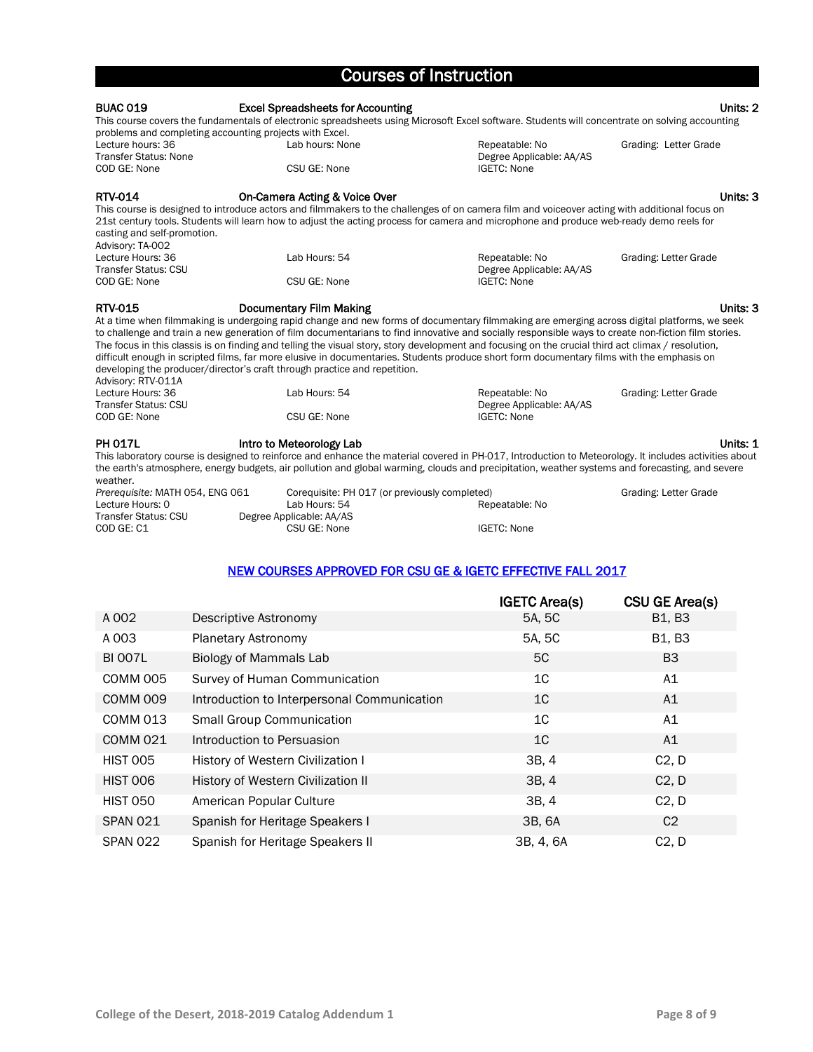# Courses of Instruction

**BUAC 019** **Excel Spreadsheets for Accounting** **Units: 2**

This course covers the fundamentals of electronic spreadsheets using Microsoft Excel software. Students will concentrate on solving accounting problems and completing accounting projects with Excel.

Lecture hours: 36 | Lab hours: None | Repeatable: No | Grading: Letter Grade
Transfer Status: None | Degree Applicable: AA/AS
COD GE: None | CSU GE: None | IGETC: None

**RTV-014** **On-Camera Acting & Voice Over** **Units: 3**

This course is designed to introduce actors and filmmakers to the challenges of on camera film and voiceover acting with additional focus on 21st century tools. Students will learn how to adjust the acting process for camera and microphone and produce web-ready demo reels for casting and self-promotion.

Advisory: TA-002
Lecture Hours: 36 | Lab Hours: 54 | Repeatable: No | Grading: Letter Grade
Transfer Status: CSU | Degree Applicable: AA/AS
COD GE: None | CSU GE: None | IGETC: None

**RTV-015** **Documentary Film Making** **Units: 3**

At a time when filmmaking is undergoing rapid change and new forms of documentary filmmaking are emerging across digital platforms, we seek to challenge and train a new generation of film documentarians to find innovative and socially responsible ways to create non-fiction film stories. The focus in this classis is on finding and telling the visual story, story development and focusing on the crucial third act climax / resolution, difficult enough in scripted films, far more elusive in documentaries. Students produce short form documentary films with the emphasis on developing the producer/director's craft through practice and repetition.

Advisory: RTV-011A
Lecture Hours: 36 | Lab Hours: 54 | Repeatable: No | Grading: Letter Grade
Transfer Status: CSU | Degree Applicable: AA/AS
COD GE: None | CSU GE: None | IGETC: None

**PH 017L** **Intro to Meteorology Lab** **Units: 1**

This laboratory course is designed to reinforce and enhance the material covered in PH-017, Introduction to Meteorology. It includes activities about the earth's atmosphere, energy budgets, air pollution and global warming, clouds and precipitation, weather systems and forecasting, and severe weather.

*Prerequisite:* MATH 054, ENG 061 | Corequisite: PH 017 (or previously completed) | Grading: Letter Grade
Lecture Hours: 0 | Lab Hours: 54 | Repeatable: No
Transfer Status: CSU | Degree Applicable: AA/AS
COD GE: C1 | CSU GE: None | IGETC: None

## NEW COURSES APPROVED FOR CSU GE & IGETC EFFECTIVE FALL 2017

| | | IGETC Area(s) | CSU GE Area(s) |
|---|---|---|---|
| A 002 | Descriptive Astronomy | 5A, 5C | B1, B3 |
| A 003 | Planetary Astronomy | 5A, 5C | B1, B3 |
| BI 007L | Biology of Mammals Lab | 5C | B3 |
| COMM 005 | Survey of Human Communication | 1C | A1 |
| COMM 009 | Introduction to Interpersonal Communication | 1C | A1 |
| COMM 013 | Small Group Communication | 1C | A1 |
| COMM 021 | Introduction to Persuasion | 1C | A1 |
| HIST 005 | History of Western Civilization I | 3B, 4 | C2, D |
| HIST 006 | History of Western Civilization II | 3B, 4 | C2, D |
| HIST 050 | American Popular Culture | 3B, 4 | C2, D |
| SPAN 021 | Spanish for Heritage Speakers I | 3B, 6A | C2 |
| SPAN 022 | Spanish for Heritage Speakers II | 3B, 4, 6A | C2, D |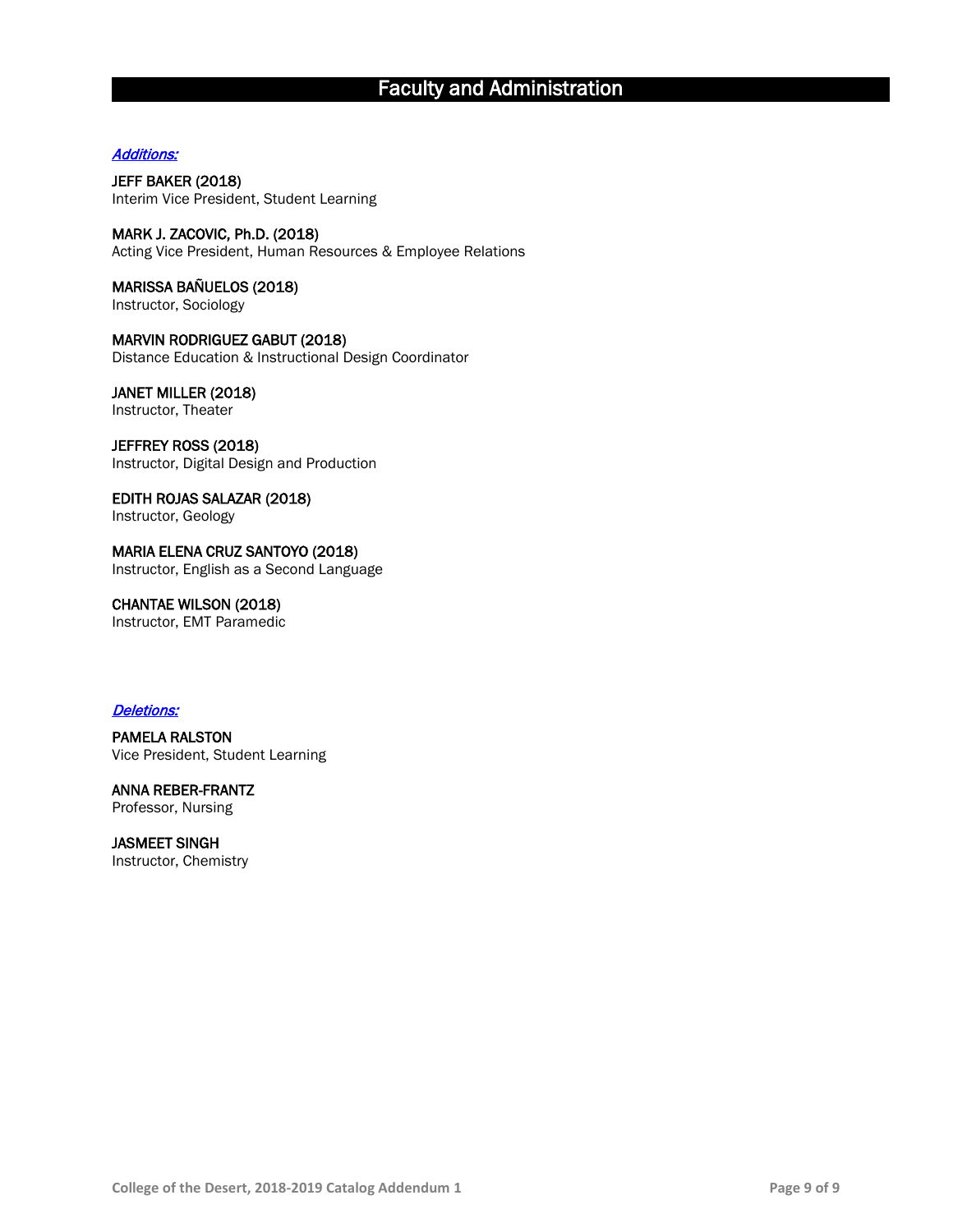# Faculty and Administration

***Additions:***

**JEFF BAKER (2018)**
Interim Vice President, Student Learning

**MARK J. ZACOVIC, Ph.D. (2018)**
Acting Vice President, Human Resources & Employee Relations

**MARISSA BAÑUELOS (2018)**
Instructor, Sociology

**MARVIN RODRIGUEZ GABUT (2018)**
Distance Education & Instructional Design Coordinator

**JANET MILLER (2018)**
Instructor, Theater

**JEFFREY ROSS (2018)**
Instructor, Digital Design and Production

**EDITH ROJAS SALAZAR (2018)**
Instructor, Geology

**MARIA ELENA CRUZ SANTOYO (2018)**
Instructor, English as a Second Language

**CHANTAE WILSON (2018)**
Instructor, EMT Paramedic

***Deletions:***

**PAMELA RALSTON**
Vice President, Student Learning

**ANNA REBER-FRANTZ**
Professor, Nursing

**JASMEET SINGH**
Instructor, Chemistry